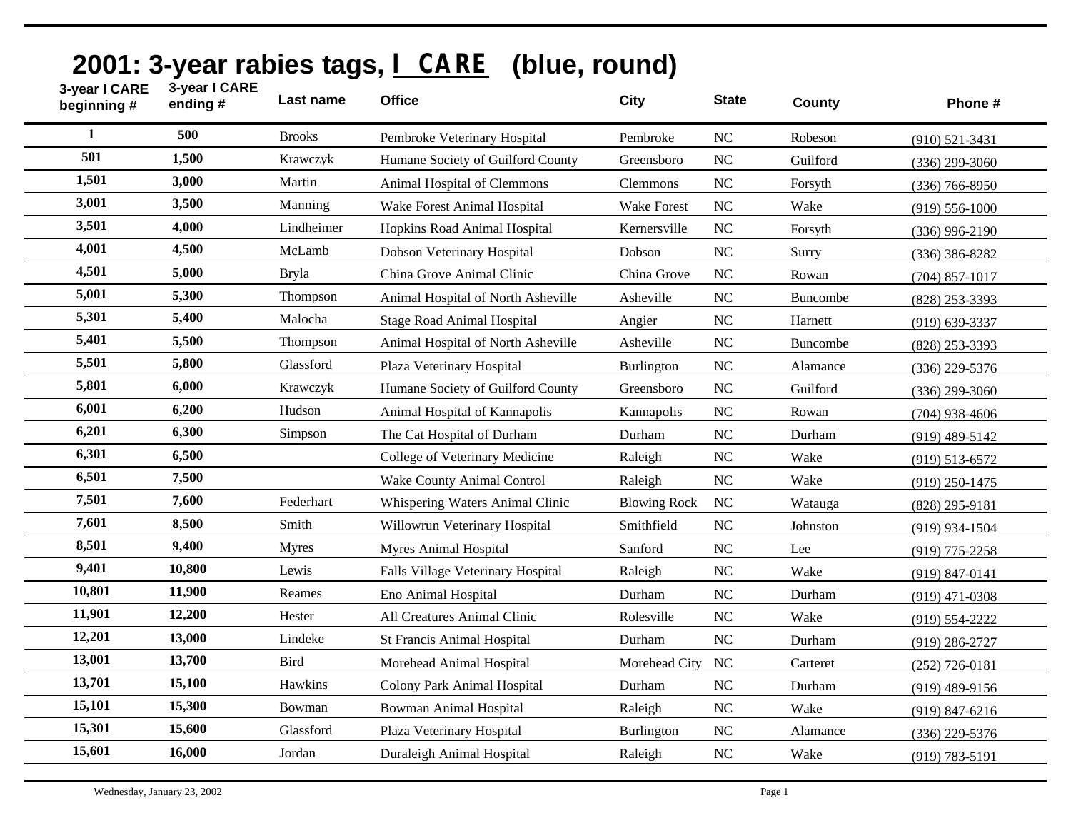# 2001: 3-year rabies tags, I CARE (blue, round)

| 3-year I CARE beginning # | 3-year I CARE ending # | Last name | Office | City | State | County | Phone # |
|---|---|---|---|---|---|---|---|
| 1 | 500 | Brooks | Pembroke Veterinary Hospital | Pembroke | NC | Robeson | (910) 521-3431 |
| 501 | 1,500 | Krawczyk | Humane Society of Guilford County | Greensboro | NC | Guilford | (336) 299-3060 |
| 1,501 | 3,000 | Martin | Animal Hospital of Clemmons | Clemmons | NC | Forsyth | (336) 766-8950 |
| 3,001 | 3,500 | Manning | Wake Forest Animal Hospital | Wake Forest | NC | Wake | (919) 556-1000 |
| 3,501 | 4,000 | Lindheimer | Hopkins Road Animal Hospital | Kernersville | NC | Forsyth | (336) 996-2190 |
| 4,001 | 4,500 | McLamb | Dobson Veterinary Hospital | Dobson | NC | Surry | (336) 386-8282 |
| 4,501 | 5,000 | Bryla | China Grove Animal Clinic | China Grove | NC | Rowan | (704) 857-1017 |
| 5,001 | 5,300 | Thompson | Animal Hospital of North Asheville | Asheville | NC | Buncombe | (828) 253-3393 |
| 5,301 | 5,400 | Malocha | Stage Road Animal Hospital | Angier | NC | Harnett | (919) 639-3337 |
| 5,401 | 5,500 | Thompson | Animal Hospital of North Asheville | Asheville | NC | Buncombe | (828) 253-3393 |
| 5,501 | 5,800 | Glassford | Plaza Veterinary Hospital | Burlington | NC | Alamance | (336) 229-5376 |
| 5,801 | 6,000 | Krawczyk | Humane Society of Guilford County | Greensboro | NC | Guilford | (336) 299-3060 |
| 6,001 | 6,200 | Hudson | Animal Hospital of Kannapolis | Kannapolis | NC | Rowan | (704) 938-4606 |
| 6,201 | 6,300 | Simpson | The Cat Hospital of Durham | Durham | NC | Durham | (919) 489-5142 |
| 6,301 | 6,500 | | College of Veterinary Medicine | Raleigh | NC | Wake | (919) 513-6572 |
| 6,501 | 7,500 | | Wake County Animal Control | Raleigh | NC | Wake | (919) 250-1475 |
| 7,501 | 7,600 | Federhart | Whispering Waters Animal Clinic | Blowing Rock | NC | Watauga | (828) 295-9181 |
| 7,601 | 8,500 | Smith | Willowrun Veterinary Hospital | Smithfield | NC | Johnston | (919) 934-1504 |
| 8,501 | 9,400 | Myres | Myres Animal Hospital | Sanford | NC | Lee | (919) 775-2258 |
| 9,401 | 10,800 | Lewis | Falls Village Veterinary Hospital | Raleigh | NC | Wake | (919) 847-0141 |
| 10,801 | 11,900 | Reames | Eno Animal Hospital | Durham | NC | Durham | (919) 471-0308 |
| 11,901 | 12,200 | Hester | All Creatures Animal Clinic | Rolesville | NC | Wake | (919) 554-2222 |
| 12,201 | 13,000 | Lindeke | St Francis Animal Hospital | Durham | NC | Durham | (919) 286-2727 |
| 13,001 | 13,700 | Bird | Morehead Animal Hospital | Morehead City | NC | Carteret | (252) 726-0181 |
| 13,701 | 15,100 | Hawkins | Colony Park Animal Hospital | Durham | NC | Durham | (919) 489-9156 |
| 15,101 | 15,300 | Bowman | Bowman Animal Hospital | Raleigh | NC | Wake | (919) 847-6216 |
| 15,301 | 15,600 | Glassford | Plaza Veterinary Hospital | Burlington | NC | Alamance | (336) 229-5376 |
| 15,601 | 16,000 | Jordan | Duraleigh Animal Hospital | Raleigh | NC | Wake | (919) 783-5191 |

Wednesday, January 23, 2002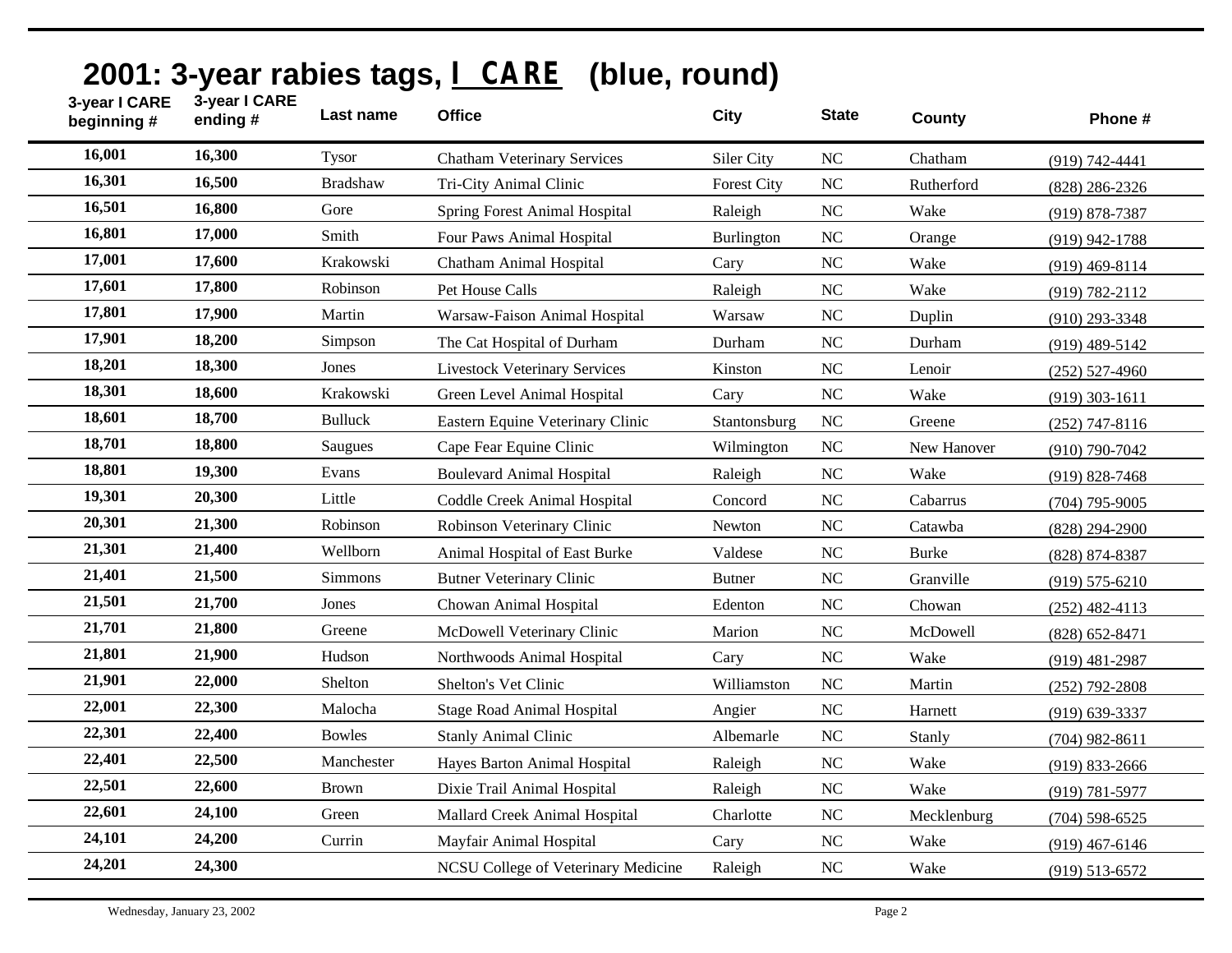## 2001: 3-year rabies tags, I CARE (blue, round)

| 3-year I CARE beginning # | 3-year I CARE ending # | Last name | Office | City | State | County | Phone # |
|---|---|---|---|---|---|---|---|
| 16,001 | 16,300 | Tysor | Chatham Veterinary Services | Siler City | NC | Chatham | (919) 742-4441 |
| 16,301 | 16,500 | Bradshaw | Tri-City Animal Clinic | Forest City | NC | Rutherford | (828) 286-2326 |
| 16,501 | 16,800 | Gore | Spring Forest Animal Hospital | Raleigh | NC | Wake | (919) 878-7387 |
| 16,801 | 17,000 | Smith | Four Paws Animal Hospital | Burlington | NC | Orange | (919) 942-1788 |
| 17,001 | 17,600 | Krakowski | Chatham Animal Hospital | Cary | NC | Wake | (919) 469-8114 |
| 17,601 | 17,800 | Robinson | Pet House Calls | Raleigh | NC | Wake | (919) 782-2112 |
| 17,801 | 17,900 | Martin | Warsaw-Faison Animal Hospital | Warsaw | NC | Duplin | (910) 293-3348 |
| 17,901 | 18,200 | Simpson | The Cat Hospital of Durham | Durham | NC | Durham | (919) 489-5142 |
| 18,201 | 18,300 | Jones | Livestock Veterinary Services | Kinston | NC | Lenoir | (252) 527-4960 |
| 18,301 | 18,600 | Krakowski | Green Level Animal Hospital | Cary | NC | Wake | (919) 303-1611 |
| 18,601 | 18,700 | Bulluck | Eastern Equine Veterinary Clinic | Stantonsburg | NC | Greene | (252) 747-8116 |
| 18,701 | 18,800 | Saugues | Cape Fear Equine Clinic | Wilmington | NC | New Hanover | (910) 790-7042 |
| 18,801 | 19,300 | Evans | Boulevard Animal Hospital | Raleigh | NC | Wake | (919) 828-7468 |
| 19,301 | 20,300 | Little | Coddle Creek Animal Hospital | Concord | NC | Cabarrus | (704) 795-9005 |
| 20,301 | 21,300 | Robinson | Robinson Veterinary Clinic | Newton | NC | Catawba | (828) 294-2900 |
| 21,301 | 21,400 | Wellborn | Animal Hospital of East Burke | Valdese | NC | Burke | (828) 874-8387 |
| 21,401 | 21,500 | Simmons | Butner Veterinary Clinic | Butner | NC | Granville | (919) 575-6210 |
| 21,501 | 21,700 | Jones | Chowan Animal Hospital | Edenton | NC | Chowan | (252) 482-4113 |
| 21,701 | 21,800 | Greene | McDowell Veterinary Clinic | Marion | NC | McDowell | (828) 652-8471 |
| 21,801 | 21,900 | Hudson | Northwoods Animal Hospital | Cary | NC | Wake | (919) 481-2987 |
| 21,901 | 22,000 | Shelton | Shelton's Vet Clinic | Williamston | NC | Martin | (252) 792-2808 |
| 22,001 | 22,300 | Malocha | Stage Road Animal Hospital | Angier | NC | Harnett | (919) 639-3337 |
| 22,301 | 22,400 | Bowles | Stanly Animal Clinic | Albemarle | NC | Stanly | (704) 982-8611 |
| 22,401 | 22,500 | Manchester | Hayes Barton Animal Hospital | Raleigh | NC | Wake | (919) 833-2666 |
| 22,501 | 22,600 | Brown | Dixie Trail Animal Hospital | Raleigh | NC | Wake | (919) 781-5977 |
| 22,601 | 24,100 | Green | Mallard Creek Animal Hospital | Charlotte | NC | Mecklenburg | (704) 598-6525 |
| 24,101 | 24,200 | Currin | Mayfair Animal Hospital | Cary | NC | Wake | (919) 467-6146 |
| 24,201 | 24,300 | | NCSU College of Veterinary Medicine | Raleigh | NC | Wake | (919) 513-6572 |

Wednesday, January 23, 2002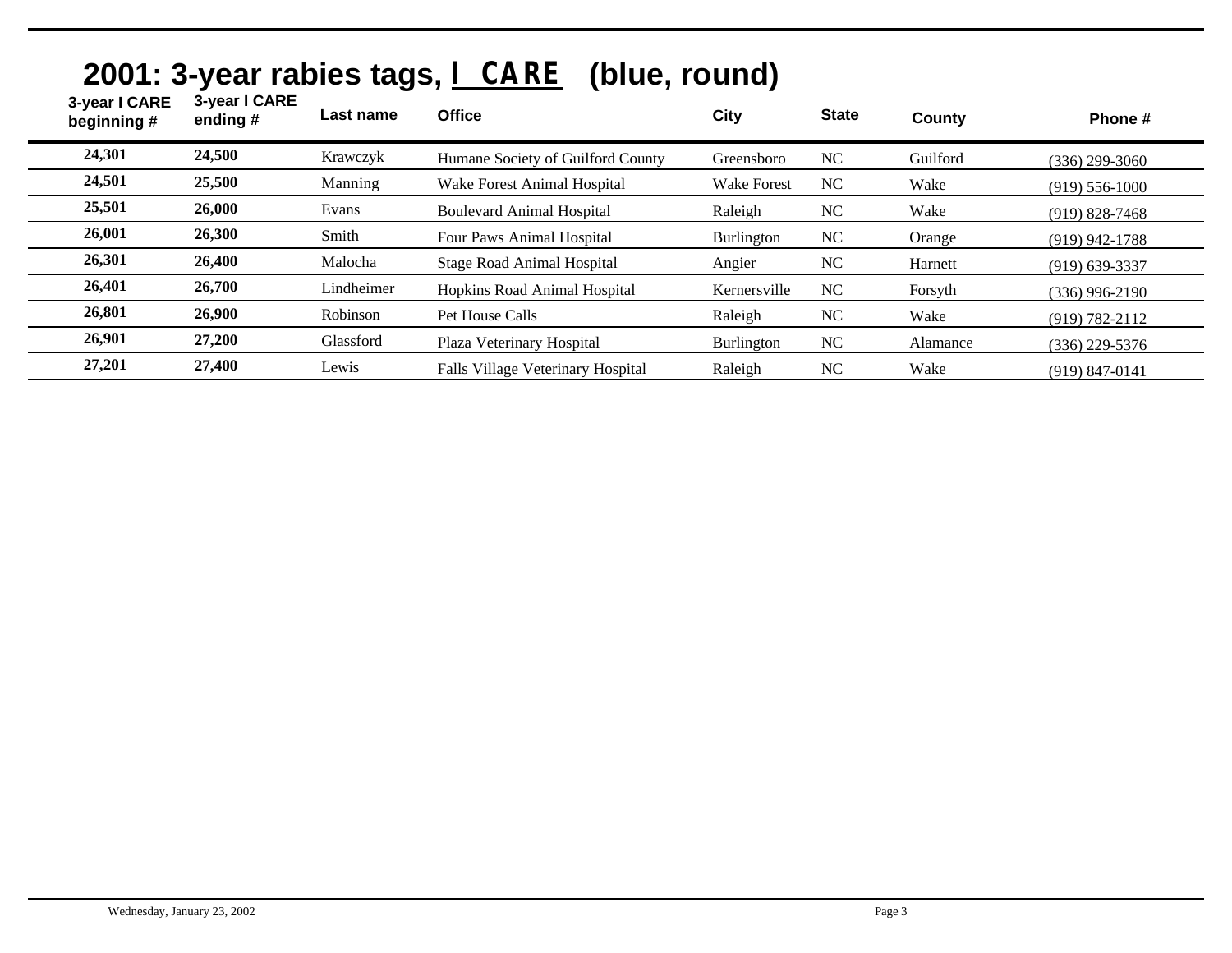# 2001: 3-year rabies tags, I CARE (blue, round)

| 3-year I CARE beginning # | 3-year I CARE ending # | Last name | Office | City | State | County | Phone # |
|---|---|---|---|---|---|---|---|
| **24,301** | **24,500** | Krawczyk | Humane Society of Guilford County | Greensboro | NC | Guilford | (336) 299-3060 |
| **24,501** | **25,500** | Manning | Wake Forest Animal Hospital | Wake Forest | NC | Wake | (919) 556-1000 |
| **25,501** | **26,000** | Evans | Boulevard Animal Hospital | Raleigh | NC | Wake | (919) 828-7468 |
| **26,001** | **26,300** | Smith | Four Paws Animal Hospital | Burlington | NC | Orange | (919) 942-1788 |
| **26,301** | **26,400** | Malocha | Stage Road Animal Hospital | Angier | NC | Harnett | (919) 639-3337 |
| **26,401** | **26,700** | Lindheimer | Hopkins Road Animal Hospital | Kernersville | NC | Forsyth | (336) 996-2190 |
| **26,801** | **26,900** | Robinson | Pet House Calls | Raleigh | NC | Wake | (919) 782-2112 |
| **26,901** | **27,200** | Glassford | Plaza Veterinary Hospital | Burlington | NC | Alamance | (336) 229-5376 |
| **27,201** | **27,400** | Lewis | Falls Village Veterinary Hospital | Raleigh | NC | Wake | (919) 847-0141 |

Wednesday, January 23, 2002